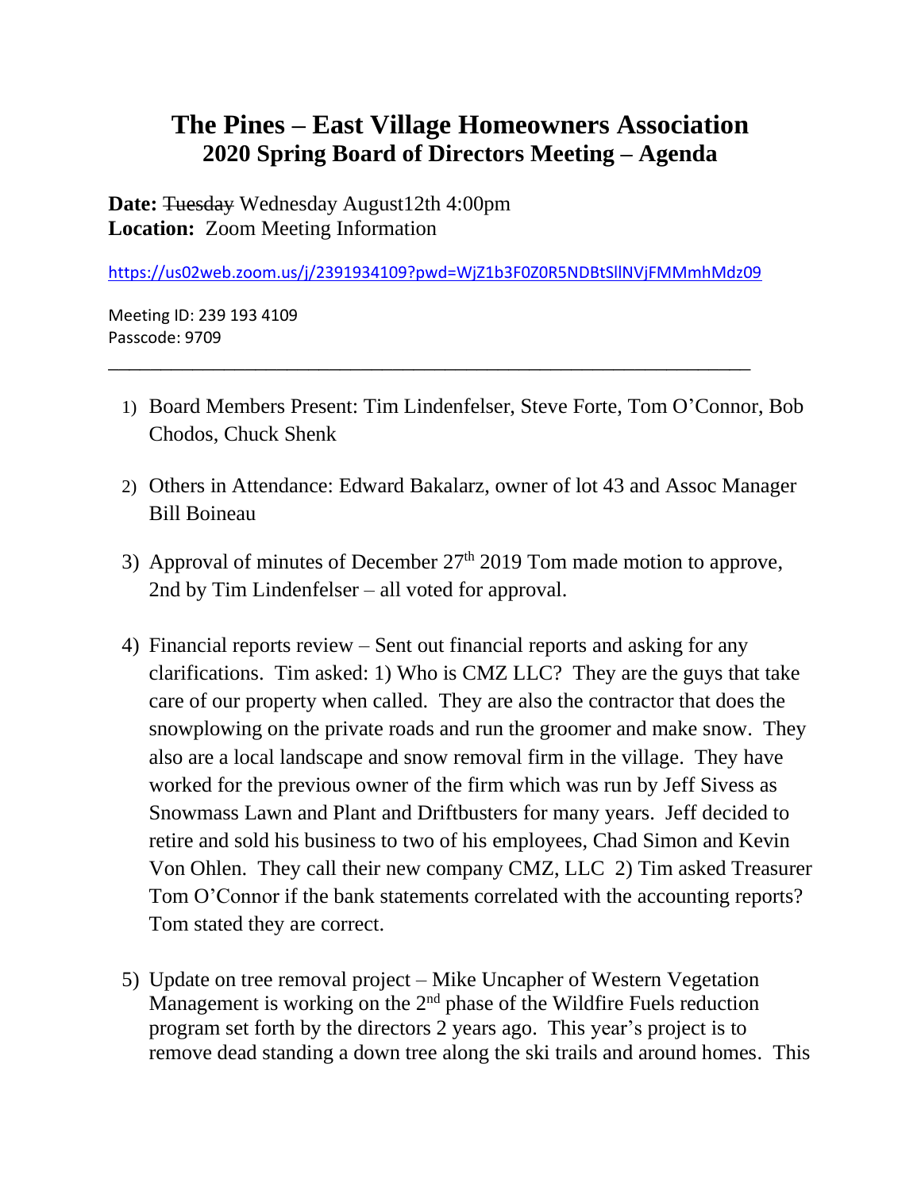# The Pines – East Village Homeowners Association
## 2020 Spring Board of Directors Meeting – Agenda

**Date:** ~~Tuesday~~ Wednesday August12th 4:00pm
**Location:** Zoom Meeting Information

https://us02web.zoom.us/j/2391934109?pwd=WjZ1b3F0Z0R5NDBtSllNVjFMMmhMdz09

Meeting ID: 239 193 4109
Passcode: 9709

---

1) Board Members Present: Tim Lindenfelser, Steve Forte, Tom O'Connor, Bob Chodos, Chuck Shenk

2) Others in Attendance: Edward Bakalarz, owner of lot 43 and Assoc Manager Bill Boineau

3) Approval of minutes of December 27th 2019 Tom made motion to approve, 2nd by Tim Lindenfelser – all voted for approval.

4) Financial reports review – Sent out financial reports and asking for any clarifications. Tim asked: 1) Who is CMZ LLC? They are the guys that take care of our property when called. They are also the contractor that does the snowplowing on the private roads and run the groomer and make snow. They also are a local landscape and snow removal firm in the village. They have worked for the previous owner of the firm which was run by Jeff Sivess as Snowmass Lawn and Plant and Driftbusters for many years. Jeff decided to retire and sold his business to two of his employees, Chad Simon and Kevin Von Ohlen. They call their new company CMZ, LLC 2) Tim asked Treasurer Tom O'Connor if the bank statements correlated with the accounting reports? Tom stated they are correct.

5) Update on tree removal project – Mike Uncapher of Western Vegetation Management is working on the 2nd phase of the Wildfire Fuels reduction program set forth by the directors 2 years ago. This year's project is to remove dead standing a down tree along the ski trails and around homes. This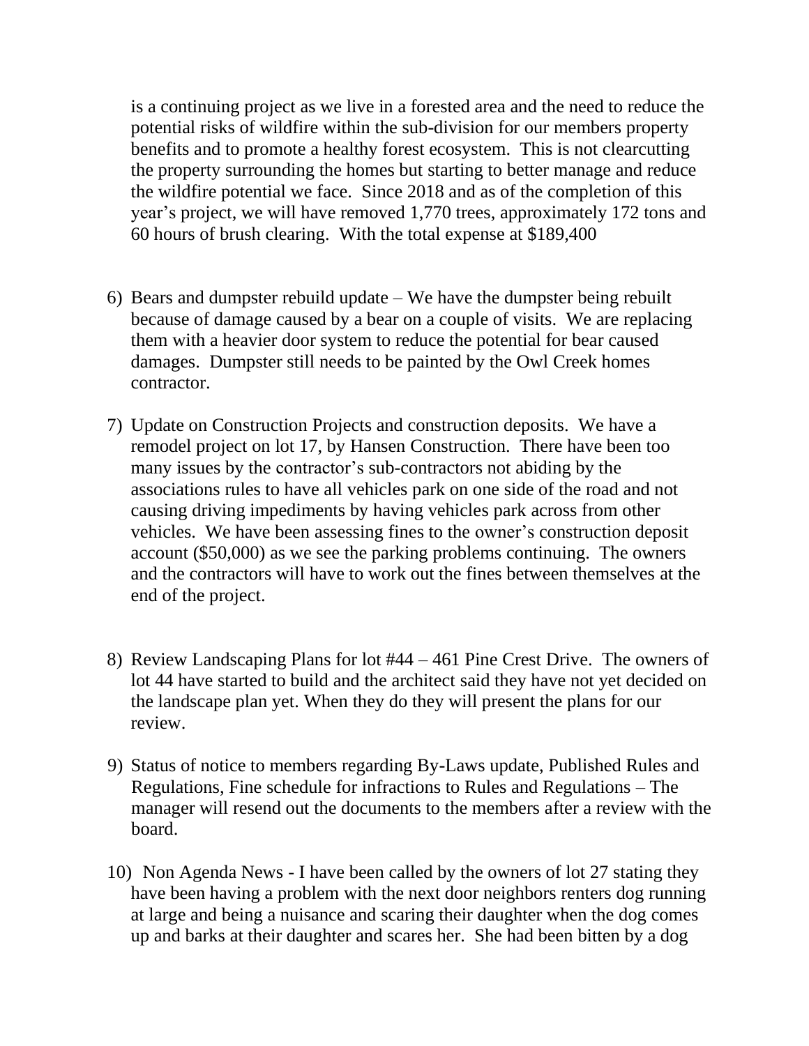is a continuing project as we live in a forested area and the need to reduce the potential risks of wildfire within the sub-division for our members property benefits and to promote a healthy forest ecosystem.  This is not clearcutting the property surrounding the homes but starting to better manage and reduce the wildfire potential we face.  Since 2018 and as of the completion of this year's project, we will have removed 1,770 trees, approximately 172 tons and 60 hours of brush clearing.  With the total expense at $189,400

6) Bears and dumpster rebuild update – We have the dumpster being rebuilt because of damage caused by a bear on a couple of visits.  We are replacing them with a heavier door system to reduce the potential for bear caused damages.  Dumpster still needs to be painted by the Owl Creek homes contractor.

7) Update on Construction Projects and construction deposits.  We have a remodel project on lot 17, by Hansen Construction.  There have been too many issues by the contractor's sub-contractors not abiding by the associations rules to have all vehicles park on one side of the road and not causing driving impediments by having vehicles park across from other vehicles.  We have been assessing fines to the owner's construction deposit account ($50,000) as we see the parking problems continuing.  The owners and the contractors will have to work out the fines between themselves at the end of the project.

8) Review Landscaping Plans for lot #44 – 461 Pine Crest Drive.  The owners of lot 44 have started to build and the architect said they have not yet decided on the landscape plan yet. When they do they will present the plans for our review.

9) Status of notice to members regarding By-Laws update, Published Rules and Regulations, Fine schedule for infractions to Rules and Regulations – The manager will resend out the documents to the members after a review with the board.

10) Non Agenda News - I have been called by the owners of lot 27 stating they have been having a problem with the next door neighbors renters dog running at large and being a nuisance and scaring their daughter when the dog comes up and barks at their daughter and scares her.  She had been bitten by a dog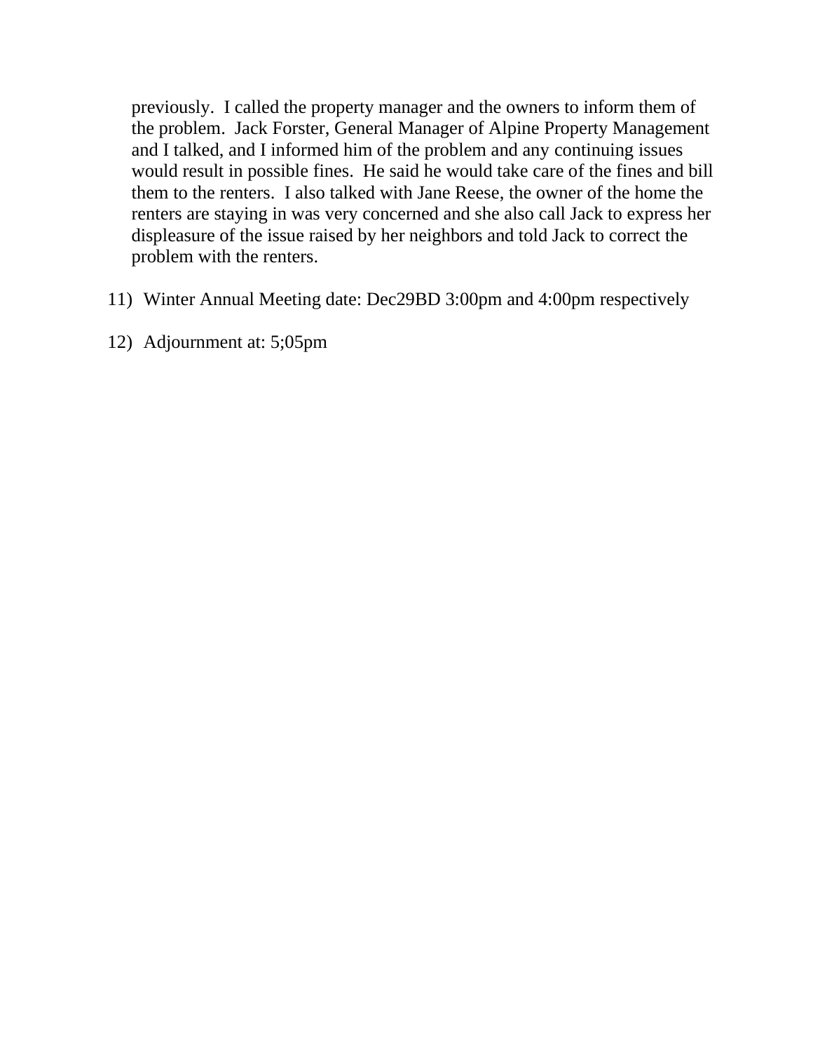previously.  I called the property manager and the owners to inform them of the problem.  Jack Forster, General Manager of Alpine Property Management and I talked, and I informed him of the problem and any continuing issues would result in possible fines.  He said he would take care of the fines and bill them to the renters.  I also talked with Jane Reese, the owner of the home the renters are staying in was very concerned and she also call Jack to express her displeasure of the issue raised by her neighbors and told Jack to correct the problem with the renters.

11) Winter Annual Meeting date: Dec29BD 3:00pm and 4:00pm respectively

12) Adjournment at: 5;05pm